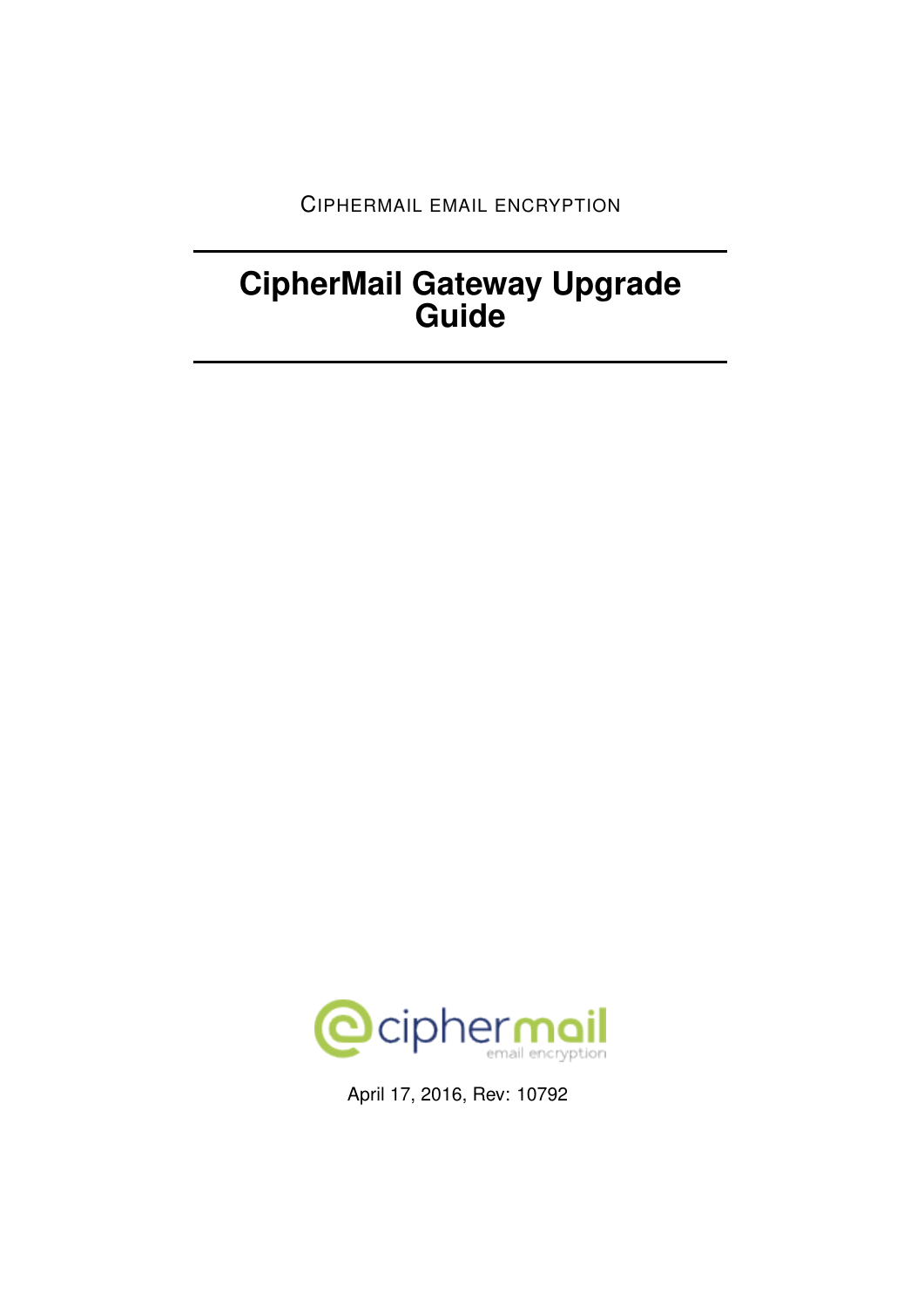CIPHERMAIL EMAIL ENCRYPTION

# CipherMail Gateway Upgrade Guide

April 17, 2016, Rev: 10792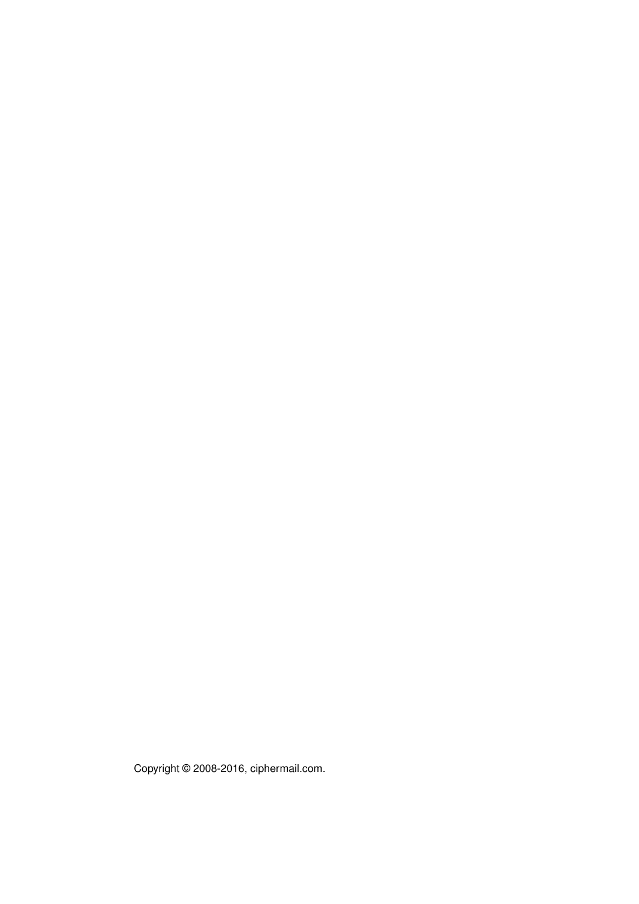Copyright © 2008-2016, ciphermail.com.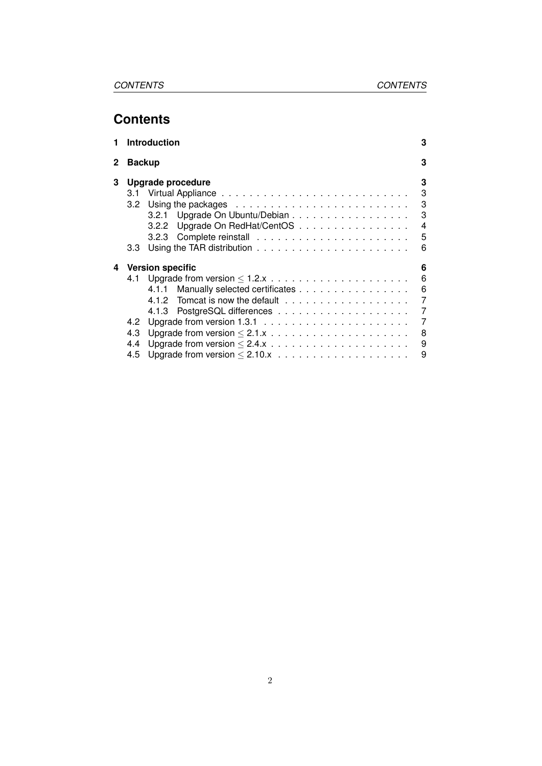# Contents

- **1 Introduction** — **3**
- **2 Backup** — **3**
- **3 Upgrade procedure** — **3**
  - 3.1 Virtual Appliance — 3
  - 3.2 Using the packages — 3
    - 3.2.1 Upgrade On Ubuntu/Debian — 3
    - 3.2.2 Upgrade On RedHat/CentOS — 4
    - 3.2.3 Complete reinstall — 5
  - 3.3 Using the TAR distribution — 6
- **4 Version specific** — **6**
  - 4.1 Upgrade from version $\leq$ 1.2.x — 6
    - 4.1.1 Manually selected certificates — 6
    - 4.1.2 Tomcat is now the default — 7
    - 4.1.3 PostgreSQL differences — 7
  - 4.2 Upgrade from version 1.3.1 — 7
  - 4.3 Upgrade from version $\leq$ 2.1.x — 8
  - 4.4 Upgrade from version $\leq$ 2.4.x — 9
  - 4.5 Upgrade from version $\leq$ 2.10.x — 9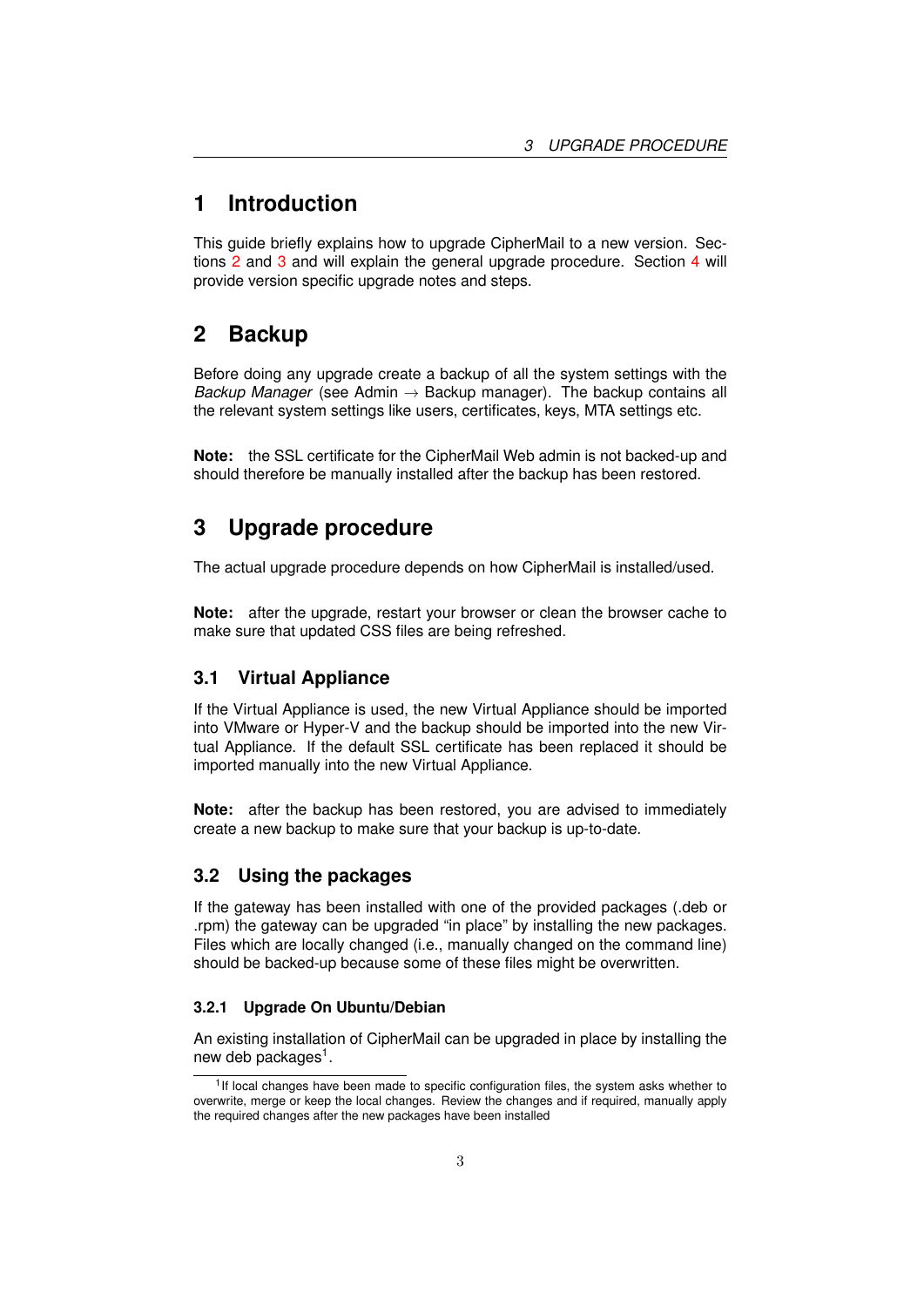# 1 Introduction

This guide briefly explains how to upgrade CipherMail to a new version. Sections 2 and 3 and will explain the general upgrade procedure. Section 4 will provide version specific upgrade notes and steps.

# 2 Backup

Before doing any upgrade create a backup of all the system settings with the *Backup Manager* (see Admin → Backup manager). The backup contains all the relevant system settings like users, certificates, keys, MTA settings etc.

**Note:** the SSL certificate for the CipherMail Web admin is not backed-up and should therefore be manually installed after the backup has been restored.

# 3 Upgrade procedure

The actual upgrade procedure depends on how CipherMail is installed/used.

**Note:** after the upgrade, restart your browser or clean the browser cache to make sure that updated CSS files are being refreshed.

## 3.1 Virtual Appliance

If the Virtual Appliance is used, the new Virtual Appliance should be imported into VMware or Hyper-V and the backup should be imported into the new Virtual Appliance. If the default SSL certificate has been replaced it should be imported manually into the new Virtual Appliance.

**Note:** after the backup has been restored, you are advised to immediately create a new backup to make sure that your backup is up-to-date.

## 3.2 Using the packages

If the gateway has been installed with one of the provided packages (.deb or .rpm) the gateway can be upgraded "in place" by installing the new packages. Files which are locally changed (i.e., manually changed on the command line) should be backed-up because some of these files might be overwritten.

### 3.2.1 Upgrade On Ubuntu/Debian

An existing installation of CipherMail can be upgraded in place by installing the new deb packages[1].

[1] If local changes have been made to specific configuration files, the system asks whether to overwrite, merge or keep the local changes. Review the changes and if required, manually apply the required changes after the new packages have been installed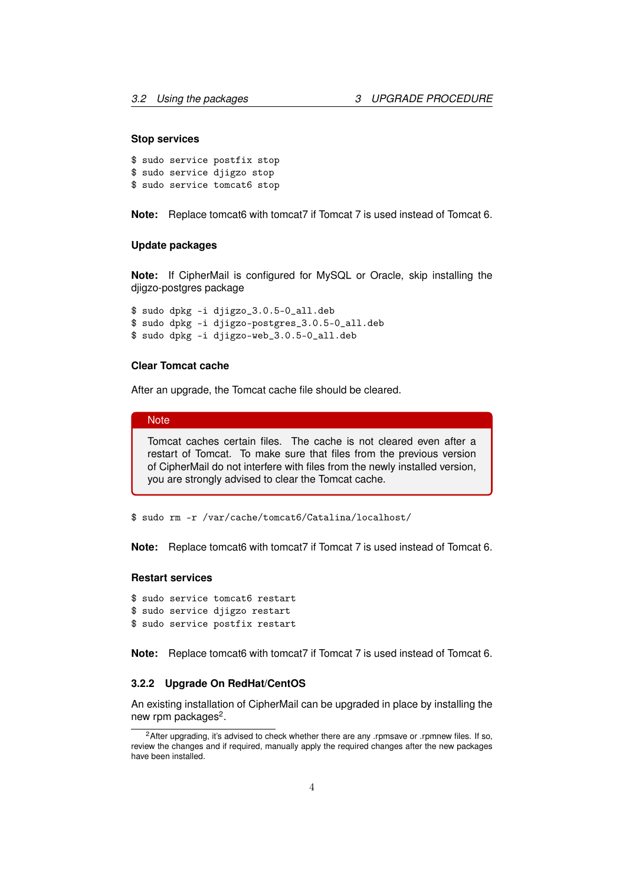#### Stop services

```
$ sudo service postfix stop
$ sudo service djigzo stop
$ sudo service tomcat6 stop
```

**Note:** Replace tomcat6 with tomcat7 if Tomcat 7 is used instead of Tomcat 6.

#### Update packages

**Note:** If CipherMail is configured for MySQL or Oracle, skip installing the djigzo-postgres package

```
$ sudo dpkg -i djigzo_3.0.5-0_all.deb
$ sudo dpkg -i djigzo-postgres_3.0.5-0_all.deb
$ sudo dpkg -i djigzo-web_3.0.5-0_all.deb
```

#### Clear Tomcat cache

After an upgrade, the Tomcat cache file should be cleared.

> **Note**
>
> Tomcat caches certain files. The cache is not cleared even after a restart of Tomcat. To make sure that files from the previous version of CipherMail do not interfere with files from the newly installed version, you are strongly advised to clear the Tomcat cache.

```
$ sudo rm -r /var/cache/tomcat6/Catalina/localhost/
```

**Note:** Replace tomcat6 with tomcat7 if Tomcat 7 is used instead of Tomcat 6.

#### Restart services

```
$ sudo service tomcat6 restart
$ sudo service djigzo restart
$ sudo service postfix restart
```

**Note:** Replace tomcat6 with tomcat7 if Tomcat 7 is used instead of Tomcat 6.

### 3.2.2 Upgrade On RedHat/CentOS

An existing installation of CipherMail can be upgraded in place by installing the new rpm packages[2].

[2] After upgrading, it's advised to check whether there are any .rpmsave or .rpmnew files. If so, review the changes and if required, manually apply the required changes after the new packages have been installed.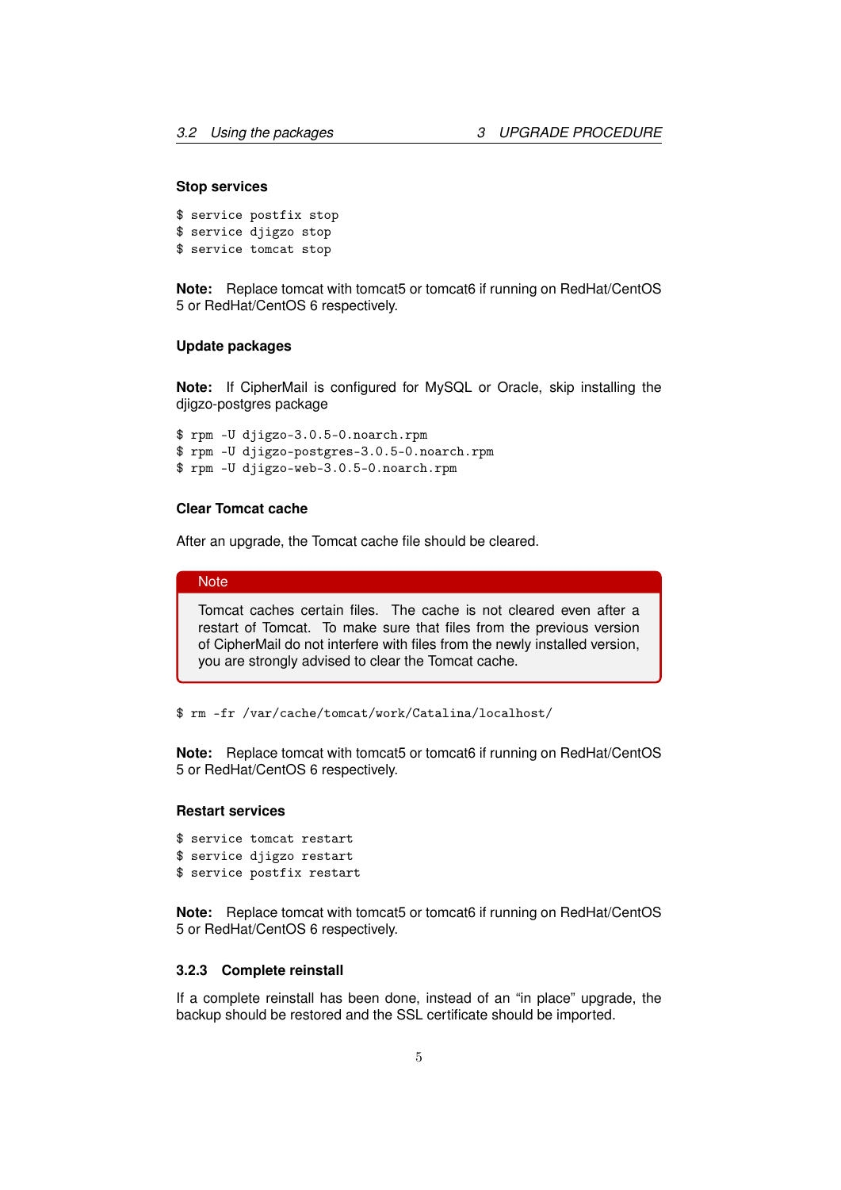#### Stop services

```
$ service postfix stop
$ service djigzo stop
$ service tomcat stop
```

**Note:** Replace tomcat with tomcat5 or tomcat6 if running on RedHat/CentOS 5 or RedHat/CentOS 6 respectively.

#### Update packages

**Note:** If CipherMail is configured for MySQL or Oracle, skip installing the djigzo-postgres package

```
$ rpm -U djigzo-3.0.5-0.noarch.rpm
$ rpm -U djigzo-postgres-3.0.5-0.noarch.rpm
$ rpm -U djigzo-web-3.0.5-0.noarch.rpm
```

#### Clear Tomcat cache

After an upgrade, the Tomcat cache file should be cleared.

> **Note**
>
> Tomcat caches certain files. The cache is not cleared even after a restart of Tomcat. To make sure that files from the previous version of CipherMail do not interfere with files from the newly installed version, you are strongly advised to clear the Tomcat cache.

```
$ rm -fr /var/cache/tomcat/work/Catalina/localhost/
```

**Note:** Replace tomcat with tomcat5 or tomcat6 if running on RedHat/CentOS 5 or RedHat/CentOS 6 respectively.

#### Restart services

```
$ service tomcat restart
$ service djigzo restart
$ service postfix restart
```

**Note:** Replace tomcat with tomcat5 or tomcat6 if running on RedHat/CentOS 5 or RedHat/CentOS 6 respectively.

### 3.2.3 Complete reinstall

If a complete reinstall has been done, instead of an "in place" upgrade, the backup should be restored and the SSL certificate should be imported.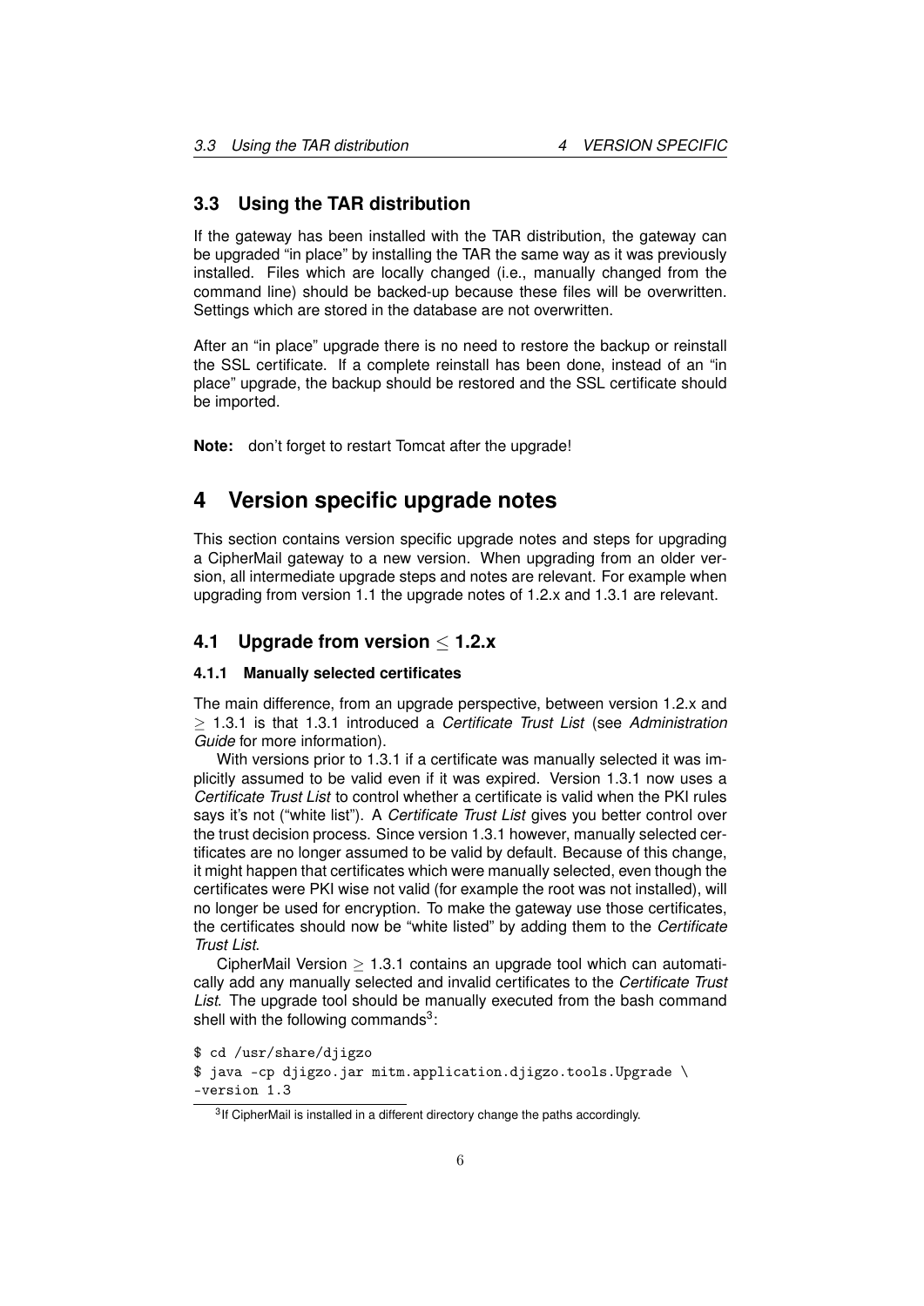## 3.3 Using the TAR distribution

If the gateway has been installed with the TAR distribution, the gateway can be upgraded "in place" by installing the TAR the same way as it was previously installed. Files which are locally changed (i.e., manually changed from the command line) should be backed-up because these files will be overwritten. Settings which are stored in the database are not overwritten.

After an "in place" upgrade there is no need to restore the backup or reinstall the SSL certificate. If a complete reinstall has been done, instead of an "in place" upgrade, the backup should be restored and the SSL certificate should be imported.

**Note:** don't forget to restart Tomcat after the upgrade!

# 4 Version specific upgrade notes

This section contains version specific upgrade notes and steps for upgrading a CipherMail gateway to a new version. When upgrading from an older version, all intermediate upgrade steps and notes are relevant. For example when upgrading from version 1.1 the upgrade notes of 1.2.x and 1.3.1 are relevant.

## 4.1 Upgrade from version $\leq$ 1.2.x

### 4.1.1 Manually selected certificates

The main difference, from an upgrade perspective, between version 1.2.x and $\geq$ 1.3.1 is that 1.3.1 introduced a *Certificate Trust List* (see *Administration Guide* for more information).

With versions prior to 1.3.1 if a certificate was manually selected it was implicitly assumed to be valid even if it was expired. Version 1.3.1 now uses a *Certificate Trust List* to control whether a certificate is valid when the PKI rules says it's not ("white list"). A *Certificate Trust List* gives you better control over the trust decision process. Since version 1.3.1 however, manually selected certificates are no longer assumed to be valid by default. Because of this change, it might happen that certificates which were manually selected, even though the certificates were PKI wise not valid (for example the root was not installed), will no longer be used for encryption. To make the gateway use those certificates, the certificates should now be "white listed" by adding them to the *Certificate Trust List*.

CipherMail Version $\geq$ 1.3.1 contains an upgrade tool which can automatically add any manually selected and invalid certificates to the *Certificate Trust List*. The upgrade tool should be manually executed from the bash command shell with the following commands[3]:

```
$ cd /usr/share/djigzo
$ java -cp djigzo.jar mitm.application.djigzo.tools.Upgrade \
-version 1.3
```

[3] If CipherMail is installed in a different directory change the paths accordingly.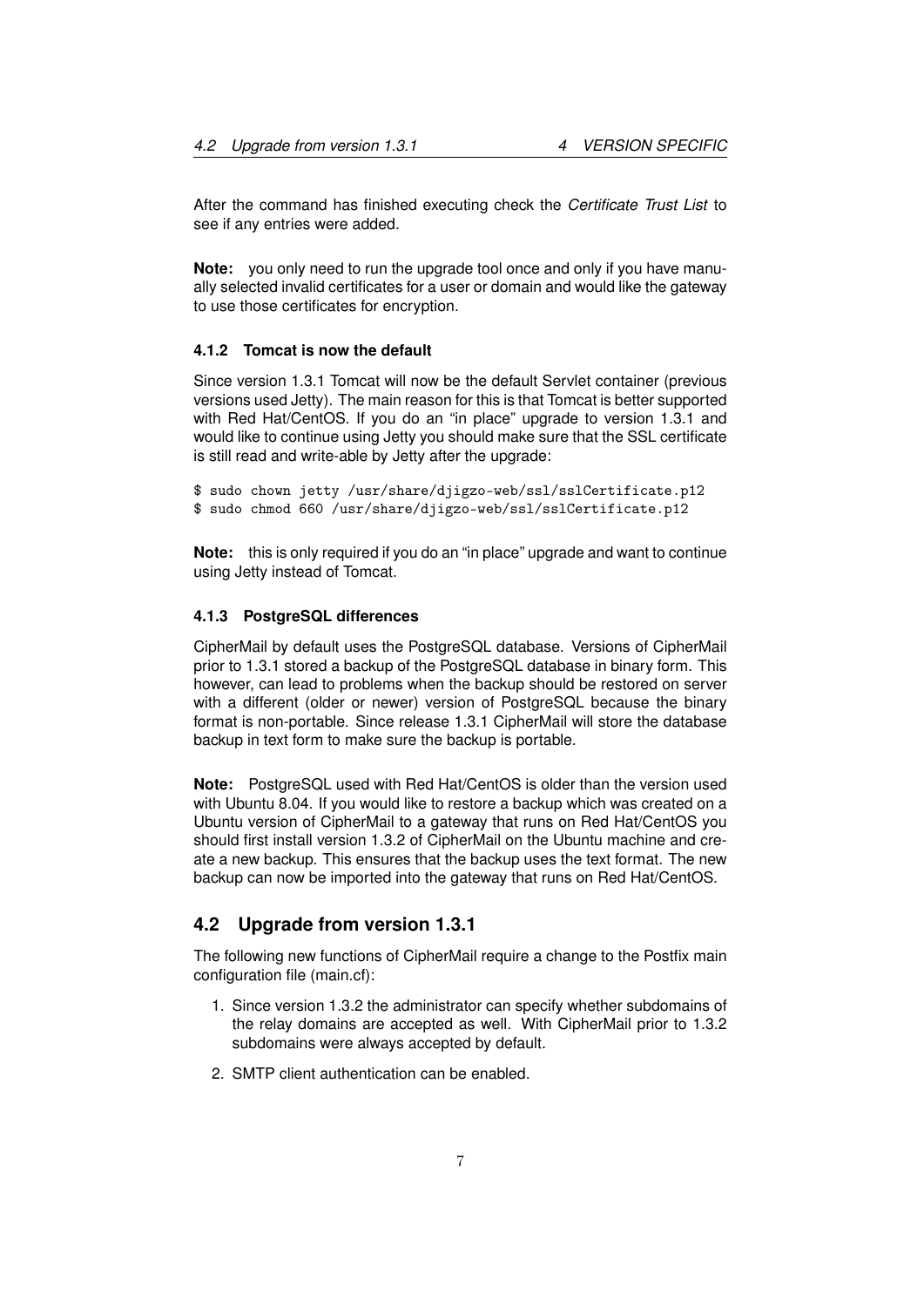After the command has finished executing check the *Certificate Trust List* to see if any entries were added.

**Note:** you only need to run the upgrade tool once and only if you have manually selected invalid certificates for a user or domain and would like the gateway to use those certificates for encryption.

#### 4.1.2 Tomcat is now the default

Since version 1.3.1 Tomcat will now be the default Servlet container (previous versions used Jetty). The main reason for this is that Tomcat is better supported with Red Hat/CentOS. If you do an "in place" upgrade to version 1.3.1 and would like to continue using Jetty you should make sure that the SSL certificate is still read and write-able by Jetty after the upgrade:

```
$ sudo chown jetty /usr/share/djigzo-web/ssl/sslCertificate.p12
$ sudo chmod 660 /usr/share/djigzo-web/ssl/sslCertificate.p12
```

**Note:** this is only required if you do an "in place" upgrade and want to continue using Jetty instead of Tomcat.

#### 4.1.3 PostgreSQL differences

CipherMail by default uses the PostgreSQL database. Versions of CipherMail prior to 1.3.1 stored a backup of the PostgreSQL database in binary form. This however, can lead to problems when the backup should be restored on server with a different (older or newer) version of PostgreSQL because the binary format is non-portable. Since release 1.3.1 CipherMail will store the database backup in text form to make sure the backup is portable.

**Note:** PostgreSQL used with Red Hat/CentOS is older than the version used with Ubuntu 8.04. If you would like to restore a backup which was created on a Ubuntu version of CipherMail to a gateway that runs on Red Hat/CentOS you should first install version 1.3.2 of CipherMail on the Ubuntu machine and create a new backup. This ensures that the backup uses the text format. The new backup can now be imported into the gateway that runs on Red Hat/CentOS.

### 4.2 Upgrade from version 1.3.1

The following new functions of CipherMail require a change to the Postfix main configuration file (main.cf):

1. Since version 1.3.2 the administrator can specify whether subdomains of the relay domains are accepted as well. With CipherMail prior to 1.3.2 subdomains were always accepted by default.
2. SMTP client authentication can be enabled.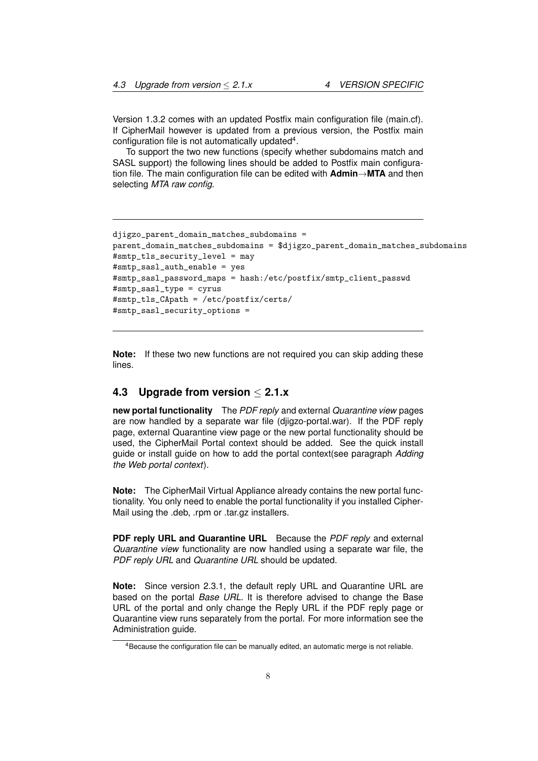Version 1.3.2 comes with an updated Postfix main configuration file (main.cf). If CipherMail however is updated from a previous version, the Postfix main configuration file is not automatically updated[4].

To support the two new functions (specify whether subdomains match and SASL support) the following lines should be added to Postfix main configuration file. The main configuration file can be edited with **Admin→MTA** and then selecting *MTA raw config*.

```
djigzo_parent_domain_matches_subdomains =
parent_domain_matches_subdomains = $djigzo_parent_domain_matches_subdomains
#smtp_tls_security_level = may
#smtp_sasl_auth_enable = yes
#smtp_sasl_password_maps = hash:/etc/postfix/smtp_client_passwd
#smtp_sasl_type = cyrus
#smtp_tls_CApath = /etc/postfix/certs/
#smtp_sasl_security_options =
```

**Note:** If these two new functions are not required you can skip adding these lines.

## 4.3 Upgrade from version $\leq$ 2.1.x

**new portal functionality** The *PDF reply* and external *Quarantine view* pages are now handled by a separate war file (djigzo-portal.war). If the PDF reply page, external Quarantine view page or the new portal functionality should be used, the CipherMail Portal context should be added. See the quick install guide or install guide on how to add the portal context(see paragraph *Adding the Web portal context*).

**Note:** The CipherMail Virtual Appliance already contains the new portal functionality. You only need to enable the portal functionality if you installed CipherMail using the .deb, .rpm or .tar.gz installers.

**PDF reply URL and Quarantine URL** Because the *PDF reply* and external *Quarantine view* functionality are now handled using a separate war file, the *PDF reply URL* and *Quarantine URL* should be updated.

**Note:** Since version 2.3.1, the default reply URL and Quarantine URL are based on the portal *Base URL*. It is therefore advised to change the Base URL of the portal and only change the Reply URL if the PDF reply page or Quarantine view runs separately from the portal. For more information see the Administration guide.

[4]Because the configuration file can be manually edited, an automatic merge is not reliable.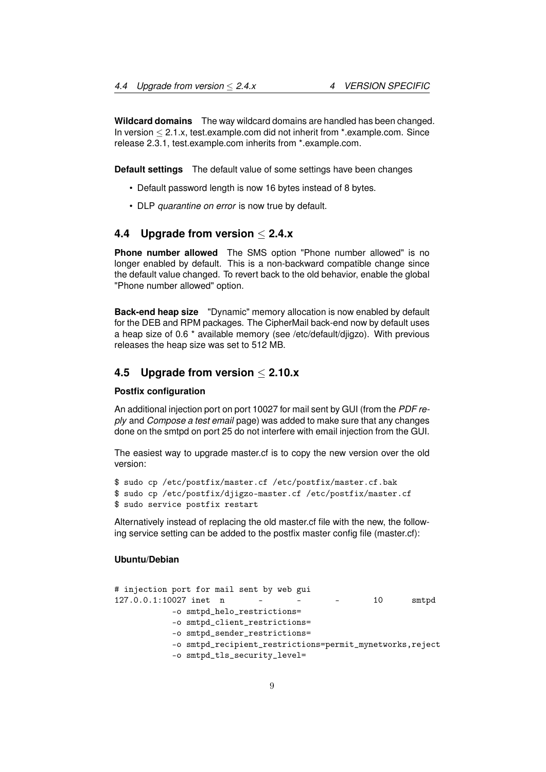**Wildcard domains** The way wildcard domains are handled has been changed. In version $\leq$ 2.1.x, test.example.com did not inherit from *.example.com. Since release 2.3.1, test.example.com inherits from *.example.com.

**Default settings** The default value of some settings have been changes

- Default password length is now 16 bytes instead of 8 bytes.
- DLP *quarantine on error* is now true by default.

## 4.4 Upgrade from version $\leq$ 2.4.x

**Phone number allowed** The SMS option "Phone number allowed" is no longer enabled by default. This is a non-backward compatible change since the default value changed. To revert back to the old behavior, enable the global "Phone number allowed" option.

**Back-end heap size** "Dynamic" memory allocation is now enabled by default for the DEB and RPM packages. The CipherMail back-end now by default uses a heap size of 0.6 * available memory (see /etc/default/djigzo). With previous releases the heap size was set to 512 MB.

## 4.5 Upgrade from version $\leq$ 2.10.x

### Postfix configuration

An additional injection port on port 10027 for mail sent by GUI (from the *PDF reply* and *Compose a test email* page) was added to make sure that any changes done on the smtpd on port 25 do not interfere with email injection from the GUI.

The easiest way to upgrade master.cf is to copy the new version over the old version:

```
$ sudo cp /etc/postfix/master.cf /etc/postfix/master.cf.bak
$ sudo cp /etc/postfix/djigzo-master.cf /etc/postfix/master.cf
$ sudo service postfix restart
```

Alternatively instead of replacing the old master.cf file with the new, the following service setting can be added to the postfix master config file (master.cf):

### Ubuntu/Debian

```
# injection port for mail sent by web gui
127.0.0.1:10027 inet  n       -       -       -       10      smtpd
           -o smtpd_helo_restrictions=
           -o smtpd_client_restrictions=
           -o smtpd_sender_restrictions=
           -o smtpd_recipient_restrictions=permit_mynetworks,reject
           -o smtpd_tls_security_level=
```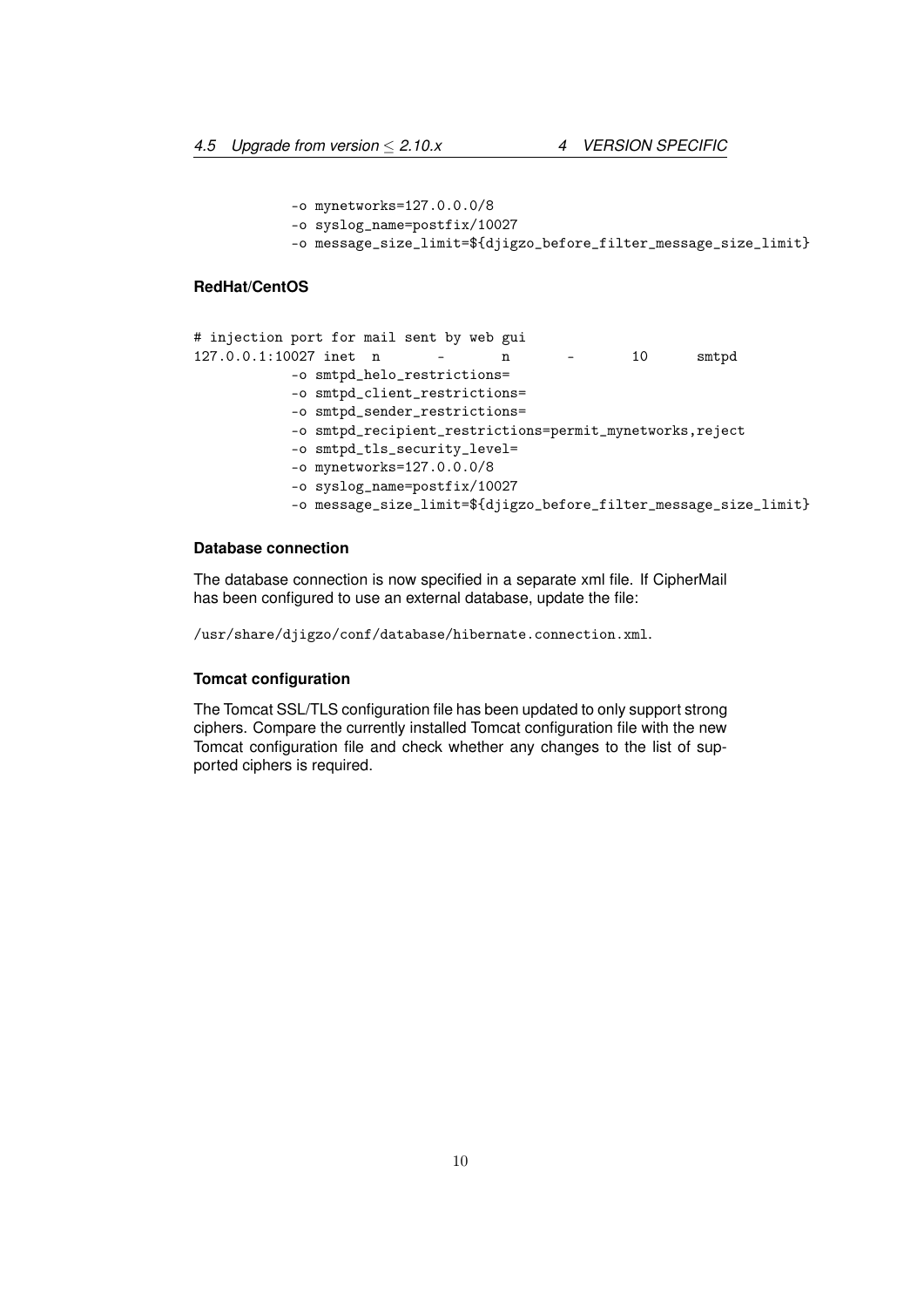```
            -o mynetworks=127.0.0.0/8
            -o syslog_name=postfix/10027
            -o message_size_limit=${djigzo_before_filter_message_size_limit}
```

**RedHat/CentOS**

```
# injection port for mail sent by web gui
127.0.0.1:10027 inet  n       -       n       -       10      smtpd
            -o smtpd_helo_restrictions=
            -o smtpd_client_restrictions=
            -o smtpd_sender_restrictions=
            -o smtpd_recipient_restrictions=permit_mynetworks,reject
            -o smtpd_tls_security_level=
            -o mynetworks=127.0.0.0/8
            -o syslog_name=postfix/10027
            -o message_size_limit=${djigzo_before_filter_message_size_limit}
```

**Database connection**

The database connection is now specified in a separate xml file. If CipherMail has been configured to use an external database, update the file:

`/usr/share/djigzo/conf/database/hibernate.connection.xml`.

**Tomcat configuration**

The Tomcat SSL/TLS configuration file has been updated to only support strong ciphers. Compare the currently installed Tomcat configuration file with the new Tomcat configuration file and check whether any changes to the list of supported ciphers is required.